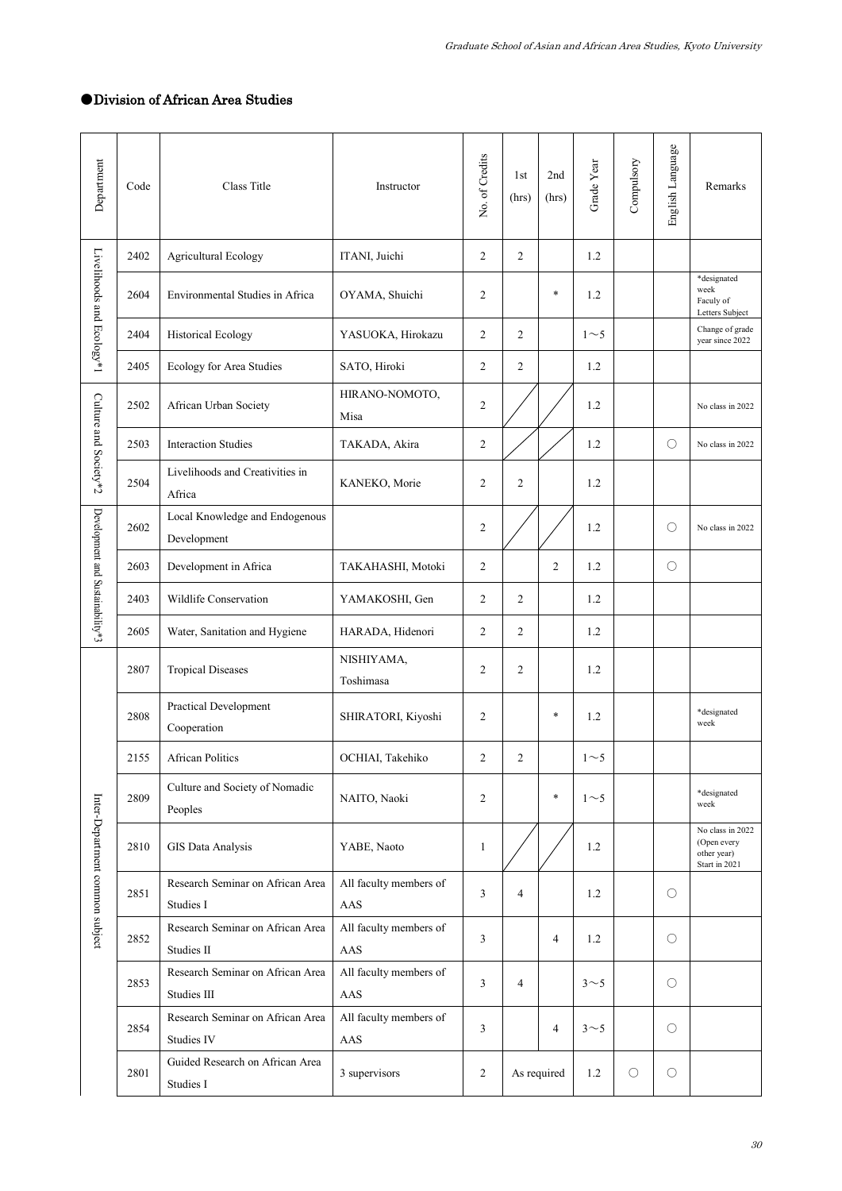## ●Division of African Area Studies

| Department | Code | Class Title | Instructor | No. of Credits | 1st (hrs) | 2nd (hrs) | Grade Year | Compulsory | English Language | Remarks |
|---|---|---|---|---|---|---|---|---|---|---|
| Livelihoods and Ecology*1 | 2402 | Agricultural Ecology | ITANI, Juichi | 2 | 2 | | 1.2 | | | |
| | 2604 | Environmental Studies in Africa | OYAMA, Shuichi | 2 | | * | 1.2 | | | *designated week Faculy of Letters Subject |
| | 2404 | Historical Ecology | YASUOKA, Hirokazu | 2 | 2 | | 1～5 | | | Change of grade year since 2022 |
| | 2405 | Ecology for Area Studies | SATO, Hiroki | 2 | 2 | | 1.2 | | | |
| Culture and Society*2 | 2502 | African Urban Society | HIRANO-NOMOTO, Misa | 2 | ／ | ／ | 1.2 | | | No class in 2022 |
| | 2503 | Interaction Studies | TAKADA, Akira | 2 | ／ | ／ | 1.2 | | ○ | No class in 2022 |
| | 2504 | Livelihoods and Creativities in Africa | KANEKO, Morie | 2 | 2 | | 1.2 | | | |
| Development and Sustainability*3 | 2602 | Local Knowledge and Endogenous Development | | 2 | ／ | ／ | 1.2 | | ○ | No class in 2022 |
| | 2603 | Development in Africa | TAKAHASHI, Motoki | 2 | | 2 | 1.2 | | ○ | |
| | 2403 | Wildlife Conservation | YAMAKOSHI, Gen | 2 | 2 | | 1.2 | | | |
| | 2605 | Water, Sanitation and Hygiene | HARADA, Hidenori | 2 | 2 | | 1.2 | | | |
| Inter-Department common subject | 2807 | Tropical Diseases | NISHIYAMA, Toshimasa | 2 | 2 | | 1.2 | | | |
| | 2808 | Practical Development Cooperation | SHIRATORI, Kiyoshi | 2 | | * | 1.2 | | | *designated week |
| | 2155 | African Politics | OCHIAI, Takehiko | 2 | 2 | | 1～5 | | | |
| | 2809 | Culture and Society of Nomadic Peoples | NAITO, Naoki | 2 | | * | 1～5 | | | *designated week |
| | 2810 | GIS Data Analysis | YABE, Naoto | 1 | ／ | ／ | 1.2 | | | No class in 2022 (Open every other year) Start in 2021 |
| | 2851 | Research Seminar on African Area Studies I | All faculty members of AAS | 3 | 4 | | 1.2 | | ○ | |
| | 2852 | Research Seminar on African Area Studies II | All faculty members of AAS | 3 | | 4 | 1.2 | | ○ | |
| | 2853 | Research Seminar on African Area Studies III | All faculty members of AAS | 3 | 4 | | 3～5 | | ○ | |
| | 2854 | Research Seminar on African Area Studies IV | All faculty members of AAS | 3 | | 4 | 3～5 | | ○ | |
| | 2801 | Guided Research on African Area Studies I | 3 supervisors | 2 | As required | | 1.2 | ○ | ○ | |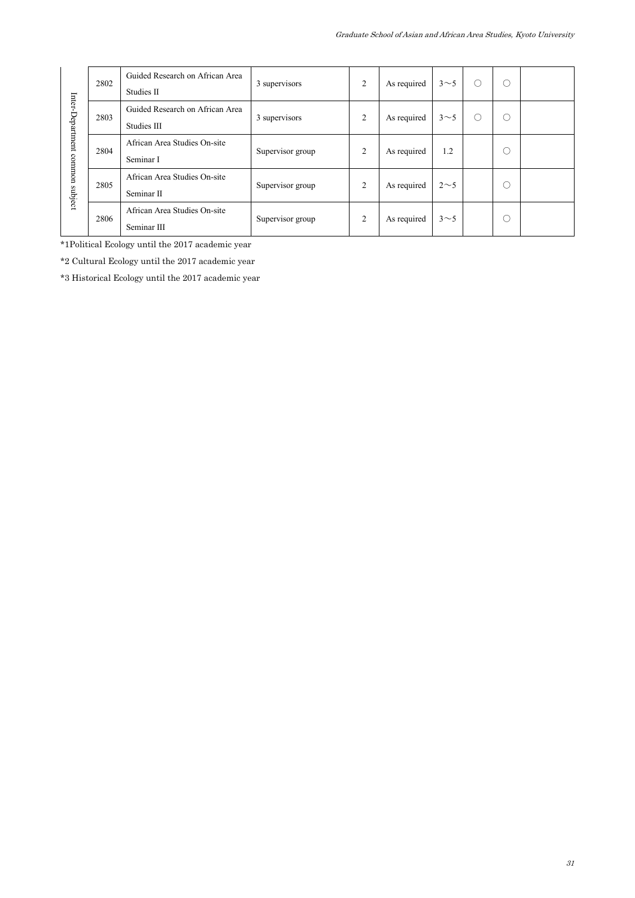| | | | | | | | | | |
|---|---|---|---|---|---|---|---|---|---|
| Inter-Department common subject | 2802 | Guided Research on African Area Studies II | 3 supervisors | 2 | As required | 3～5 | ○ | ○ | |
| | 2803 | Guided Research on African Area Studies III | 3 supervisors | 2 | As required | 3～5 | ○ | ○ | |
| | 2804 | African Area Studies On-site Seminar I | Supervisor group | 2 | As required | 1.2 | | ○ | |
| | 2805 | African Area Studies On-site Seminar II | Supervisor group | 2 | As required | 2～5 | | ○ | |
| | 2806 | African Area Studies On-site Seminar III | Supervisor group | 2 | As required | 3～5 | | ○ | |

*1Political Ecology until the 2017 academic year

*2 Cultural Ecology until the 2017 academic year

*3 Historical Ecology until the 2017 academic year